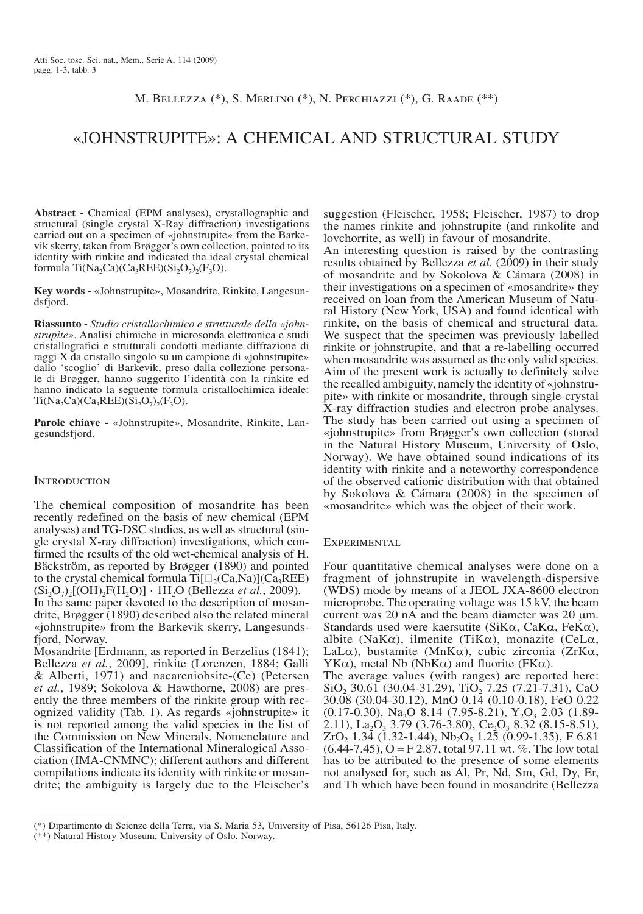M. Bellezza (*), S. Merlino (*), N. Perchiazzi (*), G. Raade (**)

# «JOHNSTRUPITE»: A CHEMICAL AND STRUCTURAL STUDY

**Abstract -** Chemical (EPM analyses), crystallographic and structural (single crystal X-Ray diffraction) investigations carried out on a specimen of «johnstrupite» from the Barkevik skerry, taken from Brøgger's own collection, pointed to its identity with rinkite and indicated the ideal crystal chemical formula $Ti(Na_2Ca)(Ca_3REE)(Si_2O_7)_2(F_3O)$.

**Key words -** «Johnstrupite», Mosandrite, Rinkite, Langesundsfjord.

**Riassunto -** *Studio cristallochimico e strutturale della «johnstrupite».* Analisi chimiche in microsonda elettronica e studi cristallografici e strutturali condotti mediante diffrazione di raggi X da cristallo singolo su un campione di «johnstrupite» dallo 'scoglio' di Barkevik, preso dalla collezione personale di Brøgger, hanno suggerito l'identità con la rinkite ed hanno indicato la seguente formula cristallochimica ideale: $Ti(Na_2Ca)(Ca_3REE)(Si_2O_7)_2(F_3O)$.

**Parole chiave -** «Johnstrupite», Mosandrite, Rinkite, Langesundsfjord.

## Introduction

The chemical composition of mosandrite has been recently redefined on the basis of new chemical (EPM analyses) and TG-DSC studies, as well as structural (single crystal X-ray diffraction) investigations, which confirmed the results of the old wet-chemical analysis of H. Bäckström, as reported by Brøgger (1890) and pointed to the crystal chemical formula $Ti[\square_2(Ca,Na)](Ca_3REE)(Si_2O_7)_2[(OH)_2F(H_2O)] \cdot 1H_2O$ (Bellezza *et al.*, 2009).

In the same paper devoted to the description of mosandrite, Brøgger (1890) described also the related mineral «johnstrupite» from the Barkevik skerry, Langesundsfjord, Norway.

Mosandrite [Erdmann, as reported in Berzelius (1841); Bellezza *et al.*, 2009], rinkite (Lorenzen, 1884; Galli & Alberti, 1971) and nacareniobsite-(Ce) (Petersen *et al.*, 1989; Sokolova & Hawthorne, 2008) are presently the three members of the rinkite group with recognized validity (Tab. 1). As regards «johnstrupite» it is not reported among the valid species in the list of the Commission on New Minerals, Nomenclature and Classification of the International Mineralogical Association (IMA-CNMNC); different authors and different compilations indicate its identity with rinkite or mosandrite; the ambiguity is largely due to the Fleischer's suggestion (Fleischer, 1958; Fleischer, 1987) to drop the names rinkite and johnstrupite (and rinkolite and lovchorrite, as well) in favour of mosandrite.

An interesting question is raised by the contrasting results obtained by Bellezza *et al.* (2009) in their study of mosandrite and by Sokolova & Cámara (2008) in their investigations on a specimen of «mosandrite» they received on loan from the American Museum of Natural History (New York, USA) and found identical with rinkite, on the basis of chemical and structural data. We suspect that the specimen was previously labelled rinkite or johnstrupite, and that a re-labelling occurred when mosandrite was assumed as the only valid species. Aim of the present work is actually to definitely solve the recalled ambiguity, namely the identity of «johnstrupite» with rinkite or mosandrite, through single-crystal X-ray diffraction studies and electron probe analyses. The study has been carried out using a specimen of «johnstrupite» from Brøgger's own collection (stored in the Natural History Museum, University of Oslo, Norway). We have obtained sound indications of its identity with rinkite and a noteworthy correspondence of the observed cationic distribution with that obtained by Sokolova & Cámara (2008) in the specimen of «mosandrite» which was the object of their work.

## Experimental

Four quantitative chemical analyses were done on a fragment of johnstrupite in wavelength-dispersive (WDS) mode by means of a JEOL JXA-8600 electron microprobe. The operating voltage was 15 kV, the beam current was 20 nA and the beam diameter was 20 μm. Standards used were kaersutite (SiKα, CaKα, FeKα), albite (NaKα), ilmenite (TiKα), monazite (CeLα, LaLα), bustamite (MnKα), cubic zirconia (ZrKα, YKα), metal Nb (NbKα) and fluorite (FKα).

The average values (with ranges) are reported here: $SiO_2$ 30.61 (30.04-31.29), $TiO_2$ 7.25 (7.21-7.31), CaO 30.08 (30.04-30.12), MnO 0.14 (0.10-0.18), FeO 0.22 (0.17-0.30), $Na_2O$ 8.14 (7.95-8.21), $Y_2O_3$ 2.03 (1.89-2.11), $La_2O_3$ 3.79 (3.76-3.80), $Ce_2O_3$ 8.32 (8.15-8.51), $ZrO_2$ 1.34 (1.32-1.44), $Nb_2O_5$ 1.25 (0.99-1.35), F 6.81 (6.44-7.45), O = F 2.87, total 97.11 wt. %. The low total has to be attributed to the presence of some elements not analysed for, such as Al, Pr, Nd, Sm, Gd, Dy, Er, and Th which have been found in mosandrite (Bellezza

(*) Dipartimento di Scienze della Terra, via S. Maria 53, University of Pisa, 56126 Pisa, Italy.
(**) Natural History Museum, University of Oslo, Norway.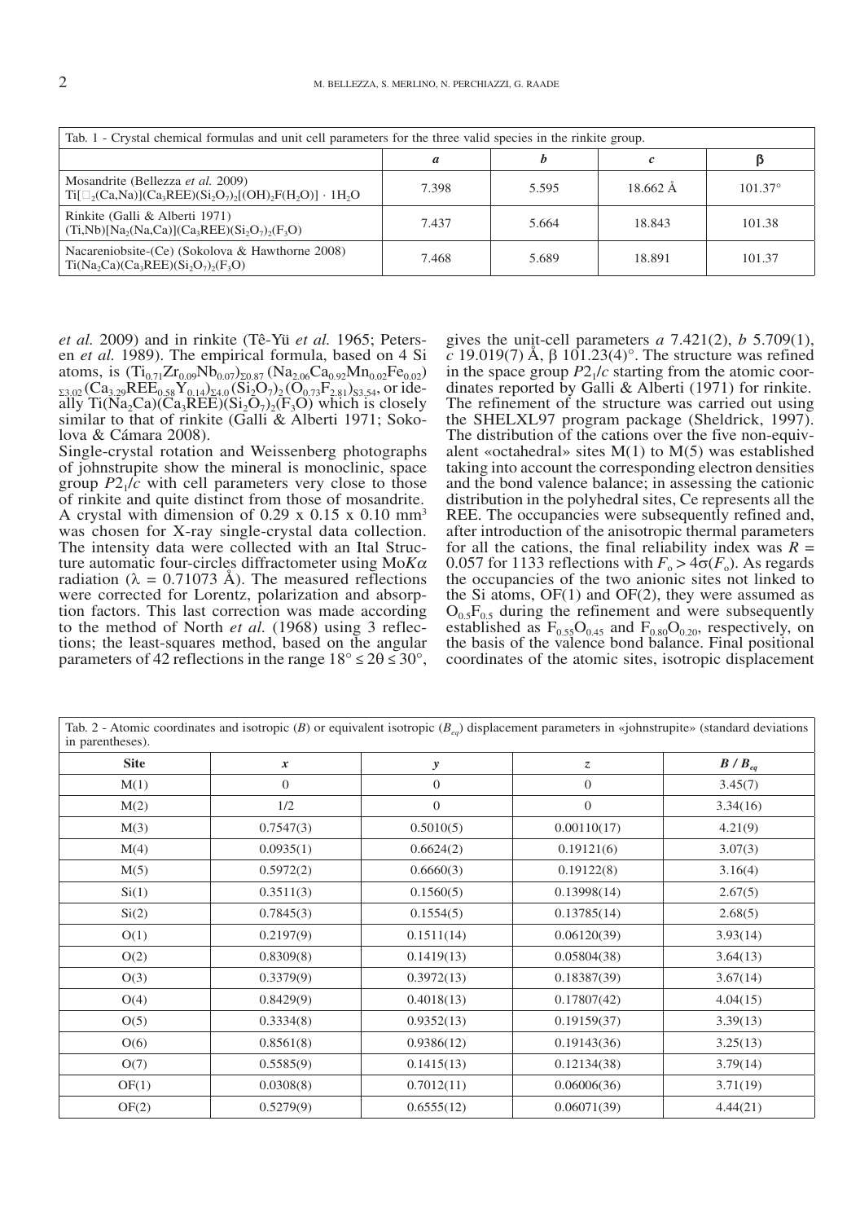| Tab. 1 - Crystal chemical formulas and unit cell parameters for the three valid species in the rinkite group. | | | | |
|---|---|---|---|---|
| | *a* | *b* | *c* | β |
| Mosandrite (Bellezza *et al.* 2009) $Ti[\square_2(Ca,Na)](Ca_3REE)(Si_2O_7)_2[(OH)_2F(H_2O)] \cdot 1H_2O$ | 7.398 | 5.595 | 18.662 Å | 101.37° |
| Rinkite (Galli & Alberti 1971) $(Ti,Nb)[Na_2(Na,Ca)](Ca_3REE)(Si_2O_7)_2(F_3O)$ | 7.437 | 5.664 | 18.843 | 101.38 |
| Nacareniobsite-(Ce) (Sokolova & Hawthorne 2008) $Ti(Na_2Ca)(Ca_3REE)(Si_2O_7)_2(F_3O)$ | 7.468 | 5.689 | 18.891 | 101.37 |

*et al.* 2009) and in rinkite (Tê-Yü *et al.* 1965; Petersen *et al.* 1989). The empirical formula, based on 4 Si atoms, is $(Ti_{0.71}Zr_{0.09}Nb_{0.07})_{\Sigma 0.87}(Na_{2.06}Ca_{0.92}Mn_{0.02}Fe_{0.02})_{\Sigma 3.02}(Ca_{3.29}REE_{0.58}Y_{0.14})_{\Sigma 4.0}(Si_2O_7)_2(O_{0.73}F_{2.81})_{\Sigma 3.54}$, or ideally $Ti(Na_2Ca)(Ca_3REE)(Si_2O_7)_2(F_3O)$ which is closely similar to that of rinkite (Galli & Alberti 1971; Sokolova & Cámara 2008).

Single-crystal rotation and Weissenberg photographs of johnstrupite show the mineral is monoclinic, space group $P2_1/c$ with cell parameters very close to those of rinkite and quite distinct from those of mosandrite. A crystal with dimension of 0.29 x 0.15 x 0.10 mm$^3$ was chosen for X-ray single-crystal data collection. The intensity data were collected with an Ital Structure automatic four-circles diffractometer using Mo*K*α radiation (λ = 0.71073 Å). The measured reflections were corrected for Lorentz, polarization and absorption factors. This last correction was made according to the method of North *et al.* (1968) using 3 reflections; the least-squares method, based on the angular parameters of 42 reflections in the range $18° \leq 2\theta \leq 30°$, gives the unit-cell parameters *a* 7.421(2), *b* 5.709(1), *c* 19.019(7) Å, β 101.23(4)°. The structure was refined in the space group $P2_1/c$ starting from the atomic coordinates reported by Galli & Alberti (1971) for rinkite. The refinement of the structure was carried out using the SHELXL97 program package (Sheldrick, 1997). The distribution of the cations over the five non-equivalent «octahedral» sites M(1) to M(5) was established taking into account the corresponding electron densities and the bond valence balance; in assessing the cationic distribution in the polyhedral sites, Ce represents all the REE. The occupancies were subsequently refined and, after introduction of the anisotropic thermal parameters for all the cations, the final reliability index was $R$ = 0.057 for 1133 reflections with $F_o > 4\sigma(F_o)$. As regards the occupancies of the two anionic sites not linked to the Si atoms, OF(1) and OF(2), they were assumed as $O_{0.5}F_{0.5}$ during the refinement and were subsequently established as $F_{0.55}O_{0.45}$ and $F_{0.80}O_{0.20}$, respectively, on the basis of the valence bond balance. Final positional coordinates of the atomic sites, isotropic displacement

Tab. 2 - Atomic coordinates and isotropic ($B$) or equivalent isotropic ($B_{eq}$) displacement parameters in «johnstrupite» (standard deviations in parentheses).

| Site | *x* | *y* | *z* | $B$ / $B_{eq}$ |
|---|---|---|---|---|
| M(1) | 0 | 0 | 0 | 3.45(7) |
| M(2) | 1/2 | 0 | 0 | 3.34(16) |
| M(3) | 0.7547(3) | 0.5010(5) | 0.00110(17) | 4.21(9) |
| M(4) | 0.0935(1) | 0.6624(2) | 0.19121(6) | 3.07(3) |
| M(5) | 0.5972(2) | 0.6660(3) | 0.19122(8) | 3.16(4) |
| Si(1) | 0.3511(3) | 0.1560(5) | 0.13998(14) | 2.67(5) |
| Si(2) | 0.7845(3) | 0.1554(5) | 0.13785(14) | 2.68(5) |
| O(1) | 0.2197(9) | 0.1511(14) | 0.06120(39) | 3.93(14) |
| O(2) | 0.8309(8) | 0.1419(13) | 0.05804(38) | 3.64(13) |
| O(3) | 0.3379(9) | 0.3972(13) | 0.18387(39) | 3.67(14) |
| O(4) | 0.8429(9) | 0.4018(13) | 0.17807(42) | 4.04(15) |
| O(5) | 0.3334(8) | 0.9352(13) | 0.19159(37) | 3.39(13) |
| O(6) | 0.8561(8) | 0.9386(12) | 0.19143(36) | 3.25(13) |
| O(7) | 0.5585(9) | 0.1415(13) | 0.12134(38) | 3.79(14) |
| OF(1) | 0.0308(8) | 0.7012(11) | 0.06006(36) | 3.71(19) |
| OF(2) | 0.5279(9) | 0.6555(12) | 0.06071(39) | 4.44(21) |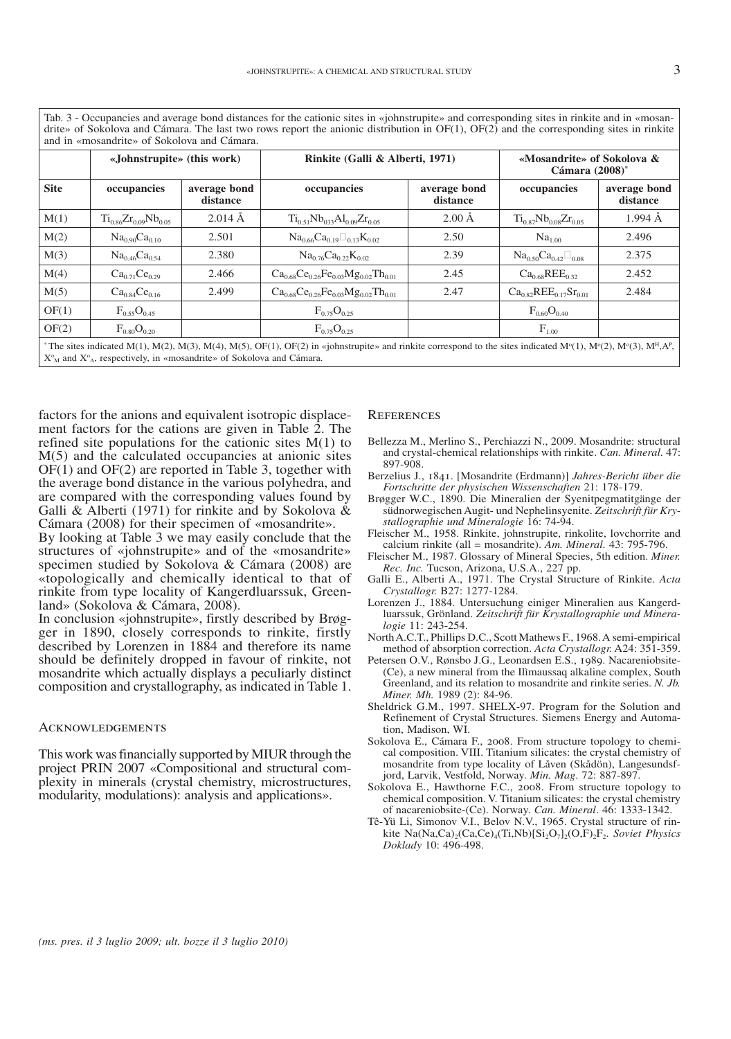Tab. 3 - Occupancies and average bond distances for the cationic sites in «johnstrupite» and corresponding sites in rinkite and in «mosandrite» of Sokolova and Cámara. The last two rows report the anionic distribution in OF(1), OF(2) and the corresponding sites in rinkite and in «mosandrite» of Sokolova and Cámara.

| | «Johnstrupite» (this work) | | Rinkite (Galli & Alberti, 1971) | | «Mosandrite» of Sokolova & Cámara (2008)* | |
|---|---|---|---|---|---|---|
| **Site** | **occupancies** | **average bond distance** | **occupancies** | **average bond distance** | **occupancies** | **average bond distance** |
| M(1) | $Ti_{0.86}Zr_{0.09}Nb_{0.05}$ | 2.014 Å | $Ti_{0.51}Nb_{0.33}Al_{0.09}Zr_{0.05}$ | 2.00 Å | $Ti_{0.87}Nb_{0.08}Zr_{0.05}$ | 1.994 Å |
| M(2) | $Na_{0.90}Ca_{0.10}$ | 2.501 | $Na_{0.66}Ca_{0.19}\square_{0.13}K_{0.02}$ | 2.50 | $Na_{1.00}$ | 2.496 |
| M(3) | $Na_{0.46}Ca_{0.54}$ | 2.380 | $Na_{0.76}Ca_{0.22}K_{0.02}$ | 2.39 | $Na_{0.50}Ca_{0.42}\square_{0.08}$ | 2.375 |
| M(4) | $Ca_{0.71}Ce_{0.29}$ | 2.466 | $Ca_{0.68}Ce_{0.26}Fe_{0.03}Mg_{0.02}Th_{0.01}$ | 2.45 | $Ca_{0.68}REE_{0.32}$ | 2.452 |
| M(5) | $Ca_{0.84}Ce_{0.16}$ | 2.499 | $Ca_{0.68}Ce_{0.26}Fe_{0.03}Mg_{0.02}Th_{0.01}$ | 2.47 | $Ca_{0.82}REE_{0.17}Sr_{0.01}$ | 2.484 |
| OF(1) | $F_{0.55}O_{0.45}$ | | $F_{0.75}O_{0.25}$ | | $F_{0.60}O_{0.40}$ | |
| OF(2) | $F_{0.80}O_{0.20}$ | | $F_{0.75}O_{0.25}$ | | $F_{1.00}$ | |

* The sites indicated M(1), M(2), M(3), M(4), M(5), OF(1), OF(2) in «johnstrupite» and rinkite correspond to the sites indicated $M^o(1)$, $M^o(2)$, $M^o(3)$, $M^H$, $A^P$, $X^o_M$ and $X^o_A$, respectively, in «mosandrite» of Sokolova and Cámara.

factors for the anions and equivalent isotropic displacement factors for the cations are given in Table 2. The refined site populations for the cationic sites M(1) to M(5) and the calculated occupancies at anionic sites OF(1) and OF(2) are reported in Table 3, together with the average bond distance in the various polyhedra, and are compared with the corresponding values found by Galli & Alberti (1971) for rinkite and by Sokolova & Cámara (2008) for their specimen of «mosandrite».

By looking at Table 3 we may easily conclude that the structures of «johnstrupite» and of the «mosandrite» specimen studied by Sokolova & Cámara (2008) are «topologically and chemically identical to that of rinkite from type locality of Kangerdluarssuk, Greenland» (Sokolova & Cámara, 2008).

In conclusion «johnstrupite», firstly described by Brøgger in 1890, closely corresponds to rinkite, firstly described by Lorenzen in 1884 and therefore its name should be definitely dropped in favour of rinkite, not mosandrite which actually displays a peculiarly distinct composition and crystallography, as indicated in Table 1.

## Acknowledgements

This work was financially supported by MIUR through the project PRIN 2007 «Compositional and structural complexity in minerals (crystal chemistry, microstructures, modularity, modulations): analysis and applications».

## References

Bellezza M., Merlino S., Perchiazzi N., 2009. Mosandrite: structural and crystal-chemical relationships with rinkite. *Can. Mineral.* 47: 897-908.

Berzelius J., 1841. [Mosandrite (Erdmann)] *Jahres-Bericht über die Fortschritte der physischen Wissenschaften* 21: 178-179.

Brøgger W.C., 1890. Die Mineralien der Syenitpegmatitgänge der südnorwegischen Augit- und Nephelinsyenite. *Zeitschrift für Krystallographie und Mineralogie* 16: 74-94.

Fleischer M., 1958. Rinkite, johnstrupite, rinkolite, lovchorrite and calcium rinkite (all = mosandrite). *Am. Mineral.* 43: 795-796.

Fleischer M., 1987. Glossary of Mineral Species, 5th edition. *Miner. Rec. Inc.* Tucson, Arizona, U.S.A., 227 pp.

Galli E., Alberti A., 1971. The Crystal Structure of Rinkite. *Acta Crystallogr.* B27: 1277-1284.

Lorenzen J., 1884. Untersuchung einiger Mineralien aus Kangerdluarssuk, Grönland. *Zeitschrift für Krystallographie und Mineralogie* 11: 243-254.

North A.C.T., Phillips D.C., Scott Mathews F., 1968. A semi-empirical method of absorption correction. *Acta Crystallogr.* A24: 351-359.

Petersen O.V., Rønsbo J.G., Leonardsen E.S., 1989. Nacareniobsite-(Ce), a new mineral from the Ilìmaussaq alkaline complex, South Greenland, and its relation to mosandrite and rinkite series. *N. Jb. Miner. Mh.* 1989 (2): 84-96.

Sheldrick G.M., 1997. SHELX-97. Program for the Solution and Refinement of Crystal Structures. Siemens Energy and Automation, Madison, WI.

Sokolova E., Cámara F., 2008. From structure topology to chemical composition. VIII. Titanium silicates: the crystal chemistry of mosandrite from type locality of Låven (Skådön), Langesundsfjord, Larvik, Vestfold, Norway. *Min. Mag.* 72: 887-897.

Sokolova E., Hawthorne F.C., 2008. From structure topology to chemical composition. V. Titanium silicates: the crystal chemistry of nacareniobsite-(Ce). Norway. *Can. Mineral.* 46: 1333-1342.

Tê-Yü Li, Simonov V.I., Belov N.V., 1965. Crystal structure of rinkite $Na(Na,Ca)_2(Ca,Ce)_4(Ti,Nb)[Si_2O_7]_2(O,F)_2F_2$. *Soviet Physics Doklady* 10: 496-498.

*(ms. pres. il 3 luglio 2009; ult. bozze il 3 luglio 2010)*